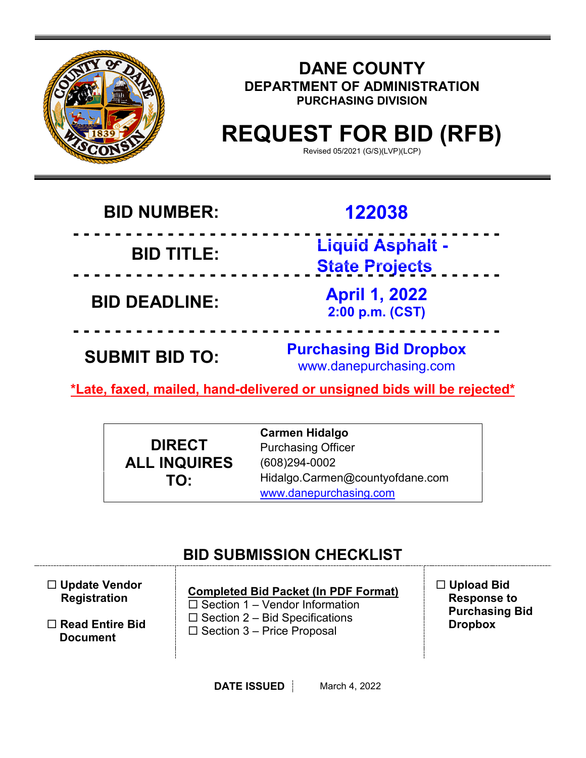# DANE COUNTY

## DEPARTMENT OF ADMINISTRATION

### PURCHASING DIVISION

# REQUEST FOR BID (RFB)

Revised 05/2021 (G/S)(LVP)(LCP)

| | |
|---|---|
| **BID NUMBER:** | **122038** |
| **BID TITLE:** | **Liquid Asphalt - State Projects** |
| **BID DEADLINE:** | **April 1, 2022**<br>**2:00 p.m. (CST)** |
| **SUBMIT BID TO:** | **Purchasing Bid Dropbox**<br>www.danepurchasing.com |

***Late, faxed, mailed, hand-delivered or unsigned bids will be rejected***

| | |
|---|---|
| **DIRECT ALL INQUIRES TO:** | **Carmen Hidalgo**<br>Purchasing Officer<br>(608)294-0002<br>Hidalgo.Carmen@countyofdane.com<br>www.danepurchasing.com |

## BID SUBMISSION CHECKLIST

☐ **Update Vendor Registration**

☐ **Read Entire Bid Document**

**Completed Bid Packet (In PDF Format)**

☐ Section 1 – Vendor Information

☐ Section 2 – Bid Specifications

☐ Section 3 – Price Proposal

☐ **Upload Bid Response to Purchasing Bid Dropbox**

**DATE ISSUED** March 4, 2022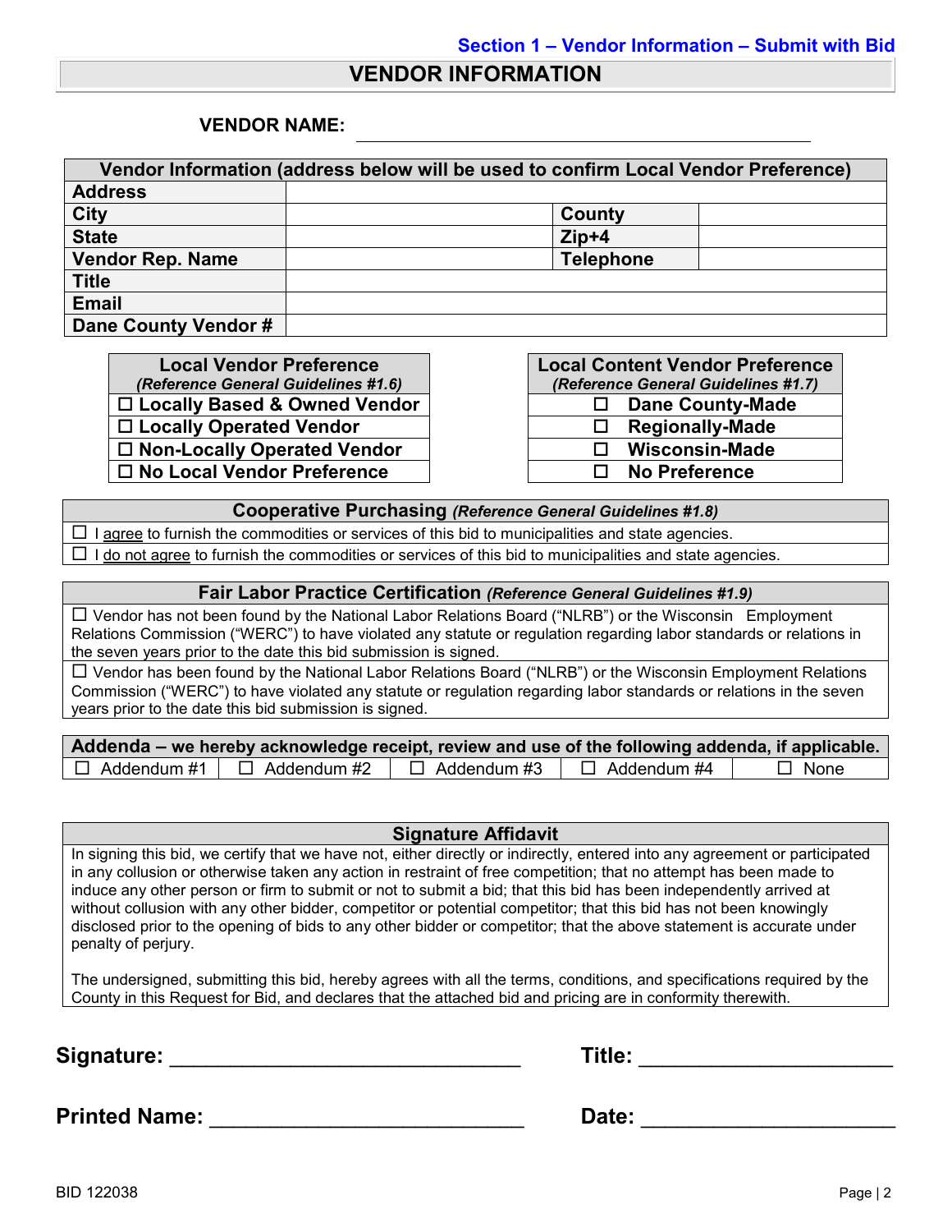Section 1 – Vendor Information – Submit with Bid

# VENDOR INFORMATION

**VENDOR NAME:** ______________________________________________

| Vendor Information (address below will be used to confirm Local Vendor Preference) | | | |
|---|---|---|---|
| **Address** | | | |
| **City** | | **County** | |
| **State** | | **Zip+4** | |
| **Vendor Rep. Name** | | **Telephone** | |
| **Title** | | | |
| **Email** | | | |
| **Dane County Vendor #** | | | |

| Local Vendor Preference *(Reference General Guidelines #1.6)* |
|---|
| ☐ Locally Based & Owned Vendor |
| ☐ Locally Operated Vendor |
| ☐ Non-Locally Operated Vendor |
| ☐ No Local Vendor Preference |

| Local Content Vendor Preference *(Reference General Guidelines #1.7)* |
|---|
| ☐ Dane County-Made |
| ☐ Regionally-Made |
| ☐ Wisconsin-Made |
| ☐ No Preference |

| Cooperative Purchasing *(Reference General Guidelines #1.8)* |
|---|
| ☐ I agree to furnish the commodities or services of this bid to municipalities and state agencies. |
| ☐ I do not agree to furnish the commodities or services of this bid to municipalities and state agencies. |

| Fair Labor Practice Certification *(Reference General Guidelines #1.9)* |
|---|
| ☐ Vendor has not been found by the National Labor Relations Board ("NLRB") or the Wisconsin Employment Relations Commission ("WERC") to have violated any statute or regulation regarding labor standards or relations in the seven years prior to the date this bid submission is signed. |
| ☐ Vendor has been found by the National Labor Relations Board ("NLRB") or the Wisconsin Employment Relations Commission ("WERC") to have violated any statute or regulation regarding labor standards or relations in the seven years prior to the date this bid submission is signed. |

| Addenda – we hereby acknowledge receipt, review and use of the following addenda, if applicable. | | | | |
|---|---|---|---|---|
| ☐ Addendum #1 | ☐ Addendum #2 | ☐ Addendum #3 | ☐ Addendum #4 | ☐ None |

| Signature Affidavit |
|---|
| In signing this bid, we certify that we have not, either directly or indirectly, entered into any agreement or participated in any collusion or otherwise taken any action in restraint of free competition; that no attempt has been made to induce any other person or firm to submit or not to submit a bid; that this bid has been independently arrived at without collusion with any other bidder, competitor or potential competitor; that this bid has not been knowingly disclosed prior to the opening of bids to any other bidder or competitor; that the above statement is accurate under penalty of perjury.<br><br>The undersigned, submitting this bid, hereby agrees with all the terms, conditions, and specifications required by the County in this Request for Bid, and declares that the attached bid and pricing are in conformity therewith. |

**Signature:** ______________________________ **Title:** ______________________

**Printed Name:** ___________________________ **Date:** ______________________

BID 122038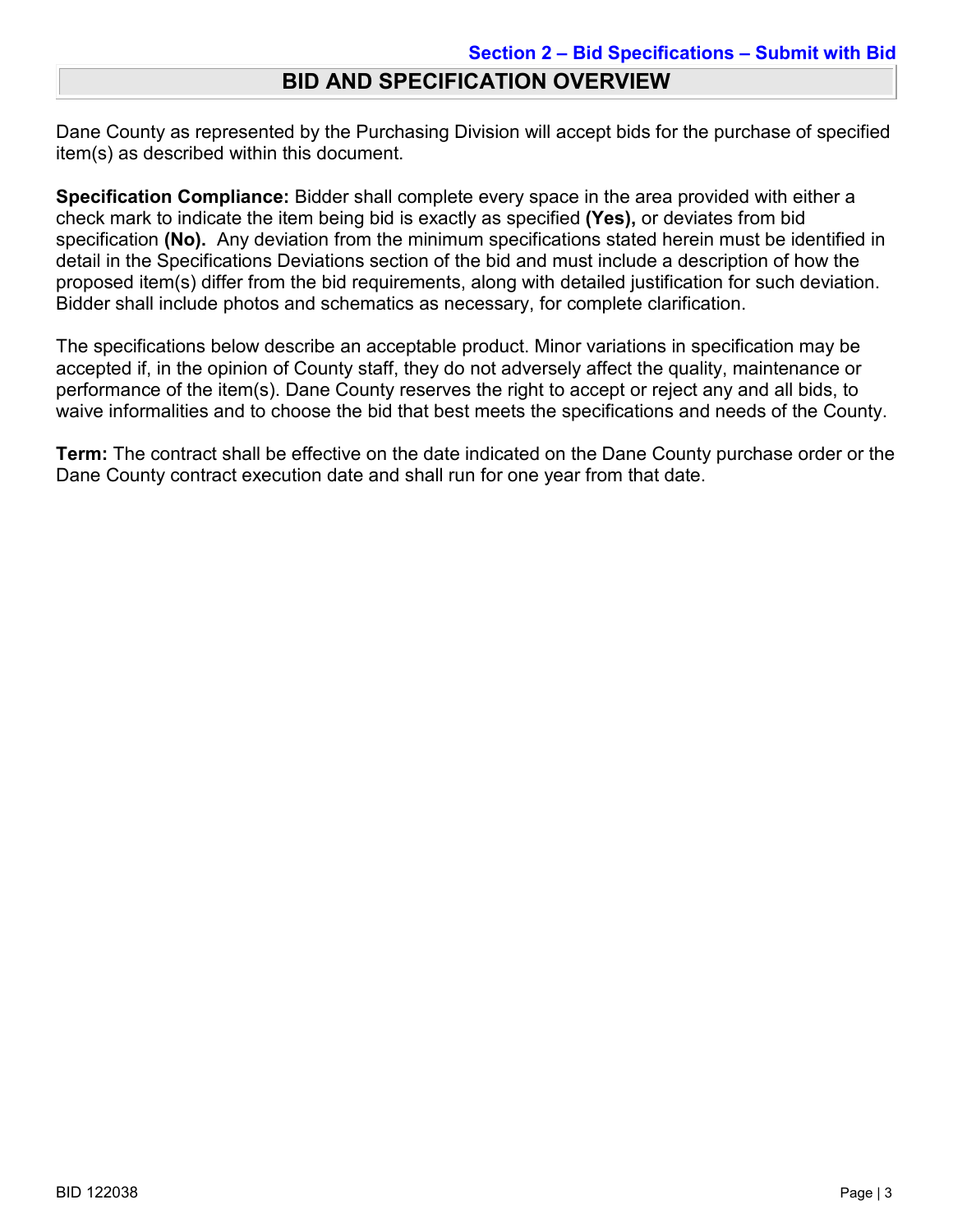**Section 2 – Bid Specifications – Submit with Bid**

# BID AND SPECIFICATION OVERVIEW

Dane County as represented by the Purchasing Division will accept bids for the purchase of specified item(s) as described within this document.

**Specification Compliance:** Bidder shall complete every space in the area provided with either a check mark to indicate the item being bid is exactly as specified **(Yes),** or deviates from bid specification **(No).** Any deviation from the minimum specifications stated herein must be identified in detail in the Specifications Deviations section of the bid and must include a description of how the proposed item(s) differ from the bid requirements, along with detailed justification for such deviation. Bidder shall include photos and schematics as necessary, for complete clarification.

The specifications below describe an acceptable product. Minor variations in specification may be accepted if, in the opinion of County staff, they do not adversely affect the quality, maintenance or performance of the item(s). Dane County reserves the right to accept or reject any and all bids, to waive informalities and to choose the bid that best meets the specifications and needs of the County.

**Term:** The contract shall be effective on the date indicated on the Dane County purchase order or the Dane County contract execution date and shall run for one year from that date.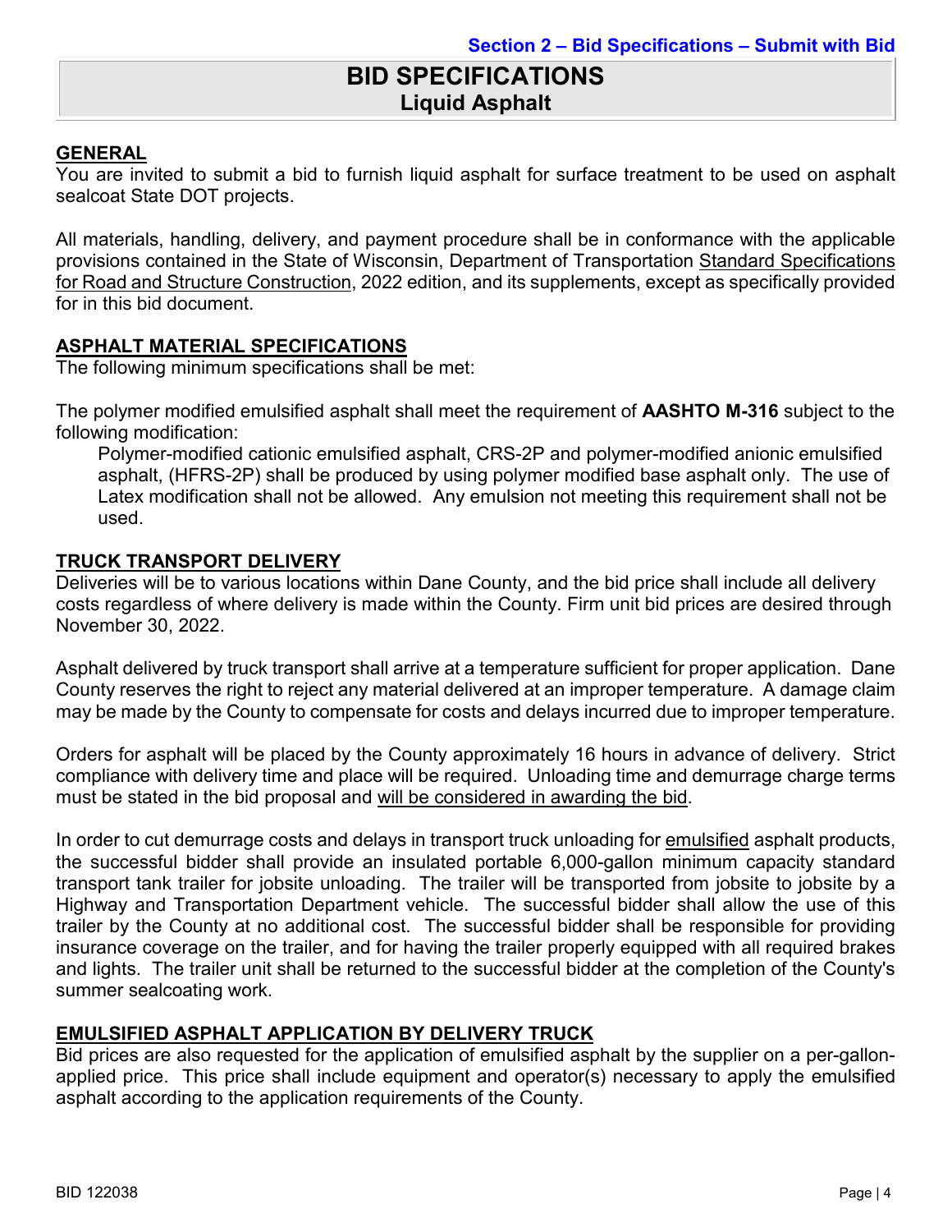# BID SPECIFICATIONS

## Liquid Asphalt

### GENERAL

You are invited to submit a bid to furnish liquid asphalt for surface treatment to be used on asphalt sealcoat State DOT projects.

All materials, handling, delivery, and payment procedure shall be in conformance with the applicable provisions contained in the State of Wisconsin, Department of Transportation Standard Specifications for Road and Structure Construction, 2022 edition, and its supplements, except as specifically provided for in this bid document.

### ASPHALT MATERIAL SPECIFICATIONS

The following minimum specifications shall be met:

The polymer modified emulsified asphalt shall meet the requirement of **AASHTO M-316** subject to the following modification:

> Polymer-modified cationic emulsified asphalt, CRS-2P and polymer-modified anionic emulsified asphalt, (HFRS-2P) shall be produced by using polymer modified base asphalt only. The use of Latex modification shall not be allowed. Any emulsion not meeting this requirement shall not be used.

### TRUCK TRANSPORT DELIVERY

Deliveries will be to various locations within Dane County, and the bid price shall include all delivery costs regardless of where delivery is made within the County. Firm unit bid prices are desired through November 30, 2022.

Asphalt delivered by truck transport shall arrive at a temperature sufficient for proper application. Dane County reserves the right to reject any material delivered at an improper temperature. A damage claim may be made by the County to compensate for costs and delays incurred due to improper temperature.

Orders for asphalt will be placed by the County approximately 16 hours in advance of delivery. Strict compliance with delivery time and place will be required. Unloading time and demurrage charge terms must be stated in the bid proposal and will be considered in awarding the bid.

In order to cut demurrage costs and delays in transport truck unloading for emulsified asphalt products, the successful bidder shall provide an insulated portable 6,000-gallon minimum capacity standard transport tank trailer for jobsite unloading. The trailer will be transported from jobsite to jobsite by a Highway and Transportation Department vehicle. The successful bidder shall allow the use of this trailer by the County at no additional cost. The successful bidder shall be responsible for providing insurance coverage on the trailer, and for having the trailer properly equipped with all required brakes and lights. The trailer unit shall be returned to the successful bidder at the completion of the County's summer sealcoating work.

### EMULSIFIED ASPHALT APPLICATION BY DELIVERY TRUCK

Bid prices are also requested for the application of emulsified asphalt by the supplier on a per-gallon-applied price. This price shall include equipment and operator(s) necessary to apply the emulsified asphalt according to the application requirements of the County.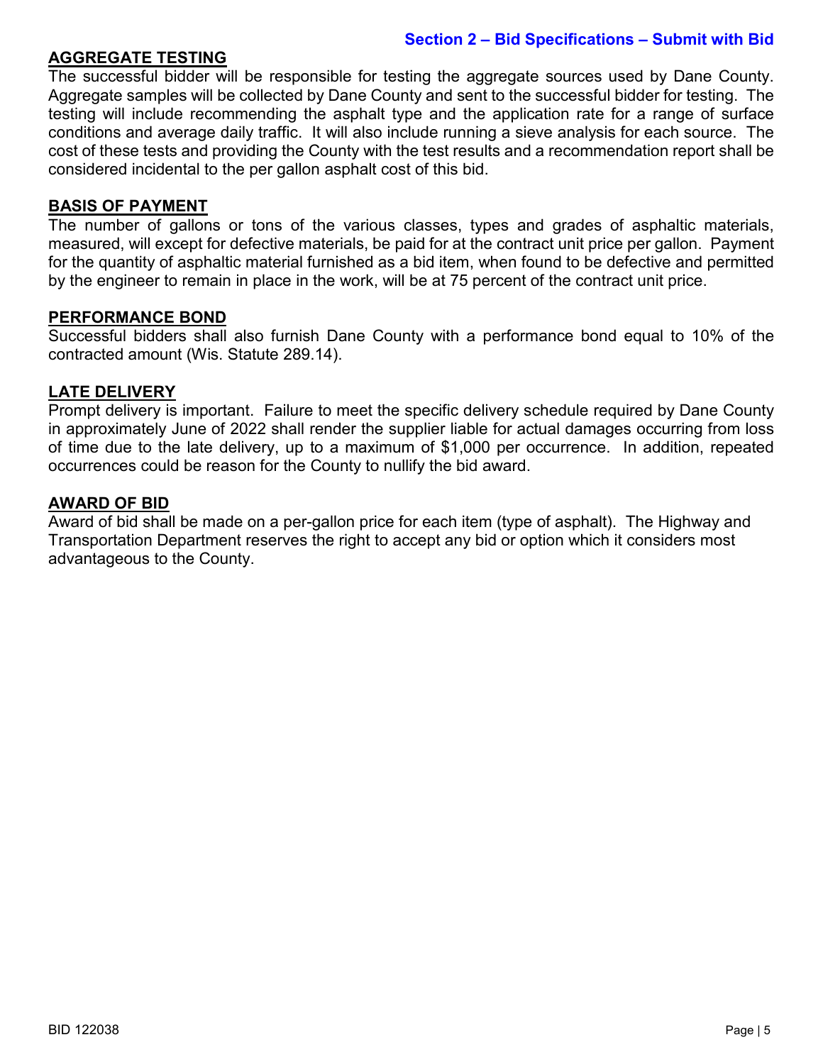**Section 2 – Bid Specifications – Submit with Bid**

## AGGREGATE TESTING

The successful bidder will be responsible for testing the aggregate sources used by Dane County. Aggregate samples will be collected by Dane County and sent to the successful bidder for testing. The testing will include recommending the asphalt type and the application rate for a range of surface conditions and average daily traffic. It will also include running a sieve analysis for each source. The cost of these tests and providing the County with the test results and a recommendation report shall be considered incidental to the per gallon asphalt cost of this bid.

## BASIS OF PAYMENT

The number of gallons or tons of the various classes, types and grades of asphaltic materials, measured, will except for defective materials, be paid for at the contract unit price per gallon. Payment for the quantity of asphaltic material furnished as a bid item, when found to be defective and permitted by the engineer to remain in place in the work, will be at 75 percent of the contract unit price.

## PERFORMANCE BOND

Successful bidders shall also furnish Dane County with a performance bond equal to 10% of the contracted amount (Wis. Statute 289.14).

## LATE DELIVERY

Prompt delivery is important. Failure to meet the specific delivery schedule required by Dane County in approximately June of 2022 shall render the supplier liable for actual damages occurring from loss of time due to the late delivery, up to a maximum of $1,000 per occurrence. In addition, repeated occurrences could be reason for the County to nullify the bid award.

## AWARD OF BID

Award of bid shall be made on a per-gallon price for each item (type of asphalt). The Highway and Transportation Department reserves the right to accept any bid or option which it considers most advantageous to the County.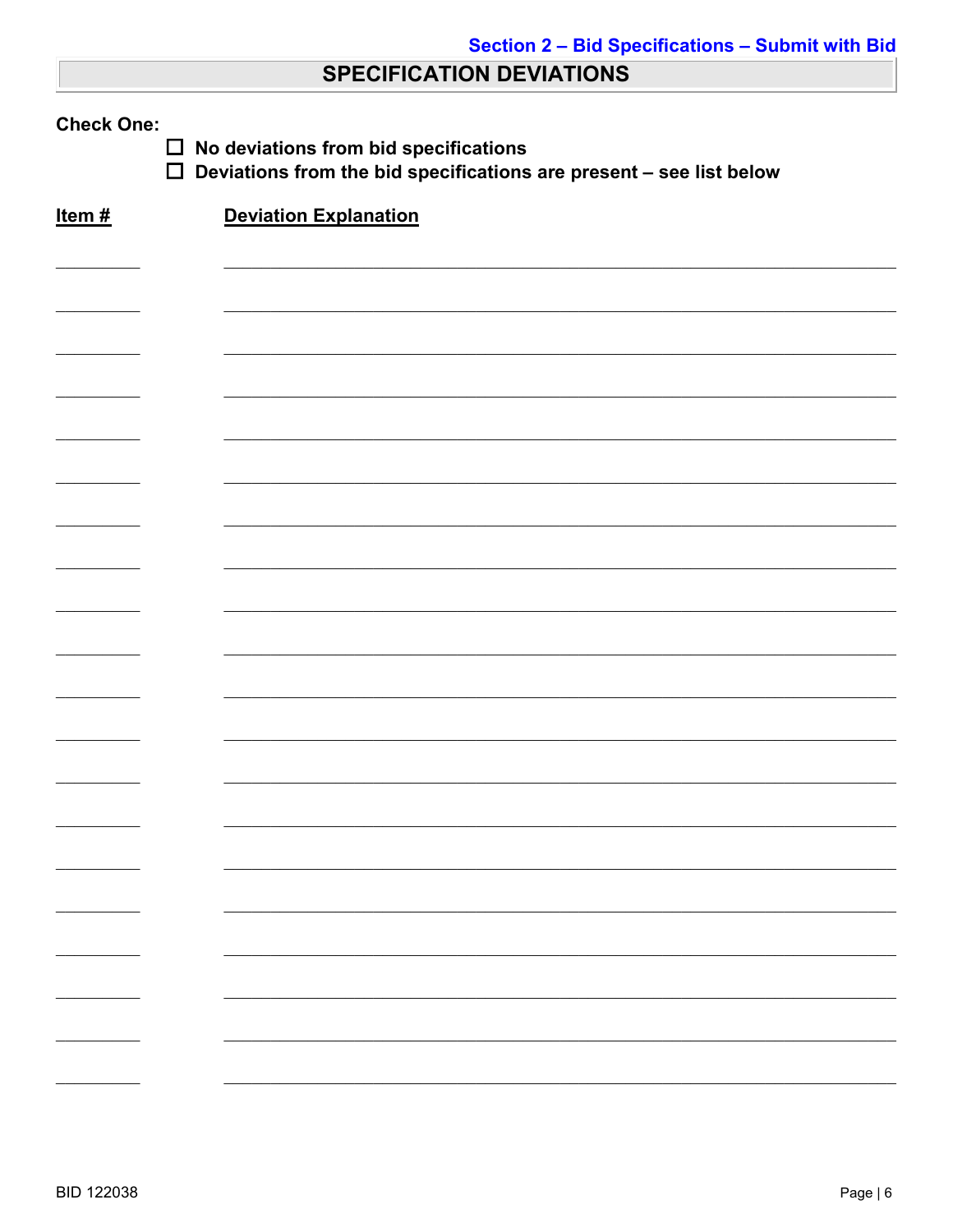Section 2 – Bid Specifications – Submit with Bid

## SPECIFICATION DEVIATIONS

**Check One:**

- ☐ **No deviations from bid specifications**
- ☐ **Deviations from the bid specifications are present – see list below**

| Item # | Deviation Explanation |
|---|---|
| | |
| | |
| | |
| | |
| | |
| | |
| | |
| | |
| | |
| | |
| | |
| | |
| | |
| | |
| | |
| | |
| | |
| | |
| | |
| | |

BID 122038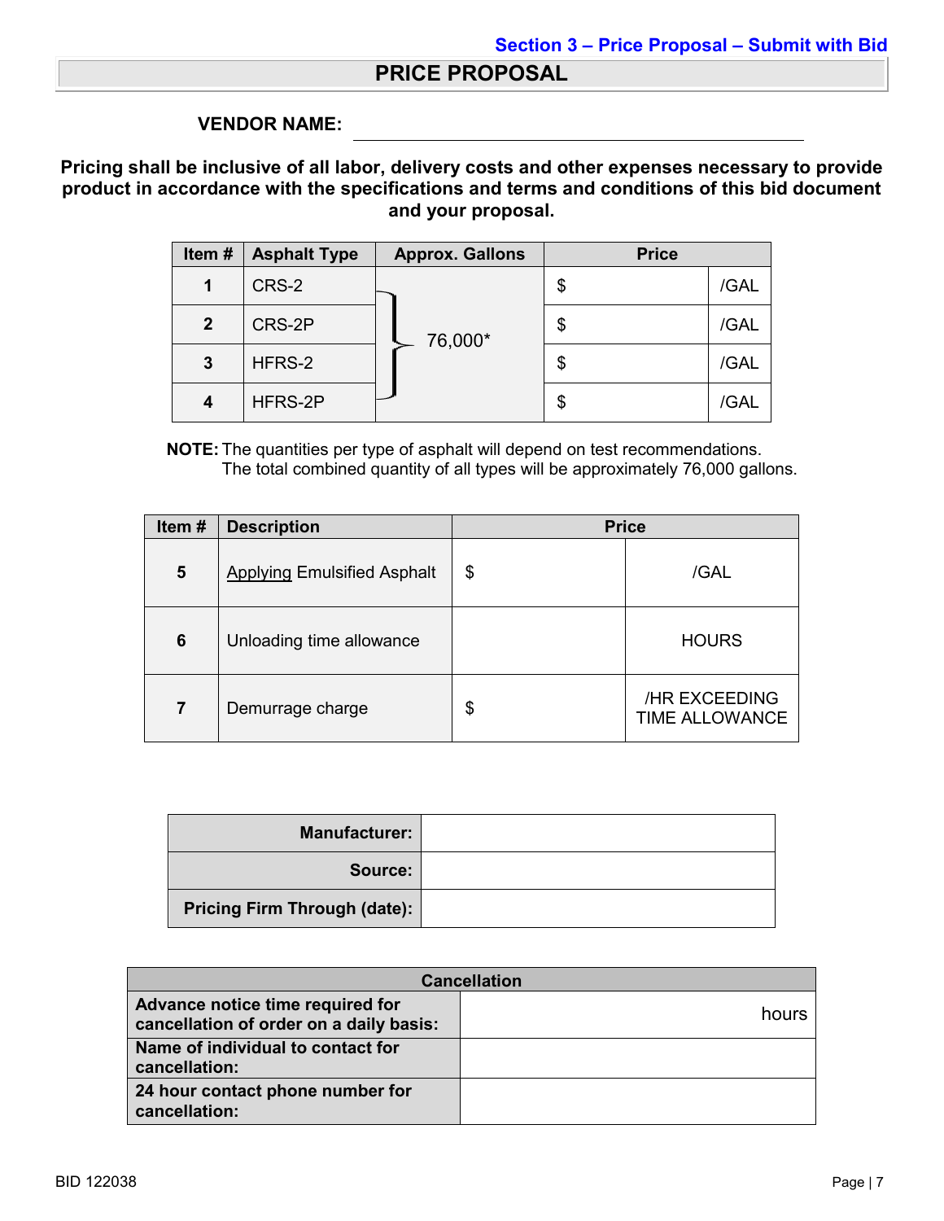Section 3 – Price Proposal – Submit with Bid

# PRICE PROPOSAL

**VENDOR NAME:** ______________________________

**Pricing shall be inclusive of all labor, delivery costs and other expenses necessary to provide product in accordance with the specifications and terms and conditions of this bid document and your proposal.**

| Item # | Asphalt Type | Approx. Gallons | Price | |
|---|---|---|---|---|
| 1 | CRS-2 | 76,000* | $ | /GAL |
| 2 | CRS-2P | | $ | /GAL |
| 3 | HFRS-2 | | $ | /GAL |
| 4 | HFRS-2P | | $ | /GAL |

**NOTE:** The quantities per type of asphalt will depend on test recommendations. The total combined quantity of all types will be approximately 76,000 gallons.

| Item # | Description | Price | |
|---|---|---|---|
| 5 | Applying Emulsified Asphalt | $ | /GAL |
| 6 | Unloading time allowance | | HOURS |
| 7 | Demurrage charge | $ | /HR EXCEEDING TIME ALLOWANCE |

| | |
|---|---|
| **Manufacturer:** | |
| **Source:** | |
| **Pricing Firm Through (date):** | |

| Cancellation | |
|---|---|
| **Advance notice time required for cancellation of order on a daily basis:** | hours |
| **Name of individual to contact for cancellation:** | |
| **24 hour contact phone number for cancellation:** | |

BID 122038